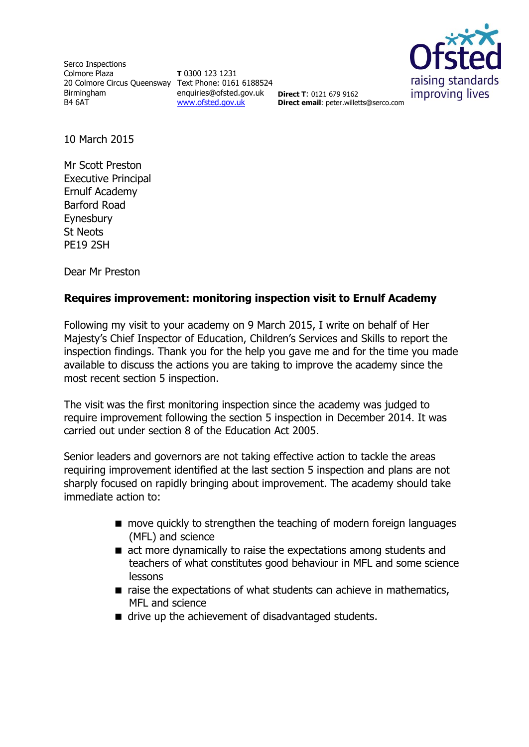Serco Inspections
Colmore Plaza
20 Colmore Circus Queensway
Birmingham
B4 6AT

**T** 0300 123 1231
Text Phone: 0161 6188524
enquiries@ofsted.gov.uk
www.ofsted.gov.uk

**Direct T**: 0121 679 9162
**Direct email**: peter.willetts@serco.com

10 March 2015

Mr Scott Preston
Executive Principal
Ernulf Academy
Barford Road
Eynesbury
St Neots
PE19 2SH

Dear Mr Preston

**Requires improvement: monitoring inspection visit to Ernulf Academy**

Following my visit to your academy on 9 March 2015, I write on behalf of Her Majesty's Chief Inspector of Education, Children's Services and Skills to report the inspection findings. Thank you for the help you gave me and for the time you made available to discuss the actions you are taking to improve the academy since the most recent section 5 inspection.

The visit was the first monitoring inspection since the academy was judged to require improvement following the section 5 inspection in December 2014. It was carried out under section 8 of the Education Act 2005.

Senior leaders and governors are not taking effective action to tackle the areas requiring improvement identified at the last section 5 inspection and plans are not sharply focused on rapidly bringing about improvement. The academy should take immediate action to:

- move quickly to strengthen the teaching of modern foreign languages (MFL) and science
- act more dynamically to raise the expectations among students and teachers of what constitutes good behaviour in MFL and some science lessons
- raise the expectations of what students can achieve in mathematics, MFL and science
- drive up the achievement of disadvantaged students.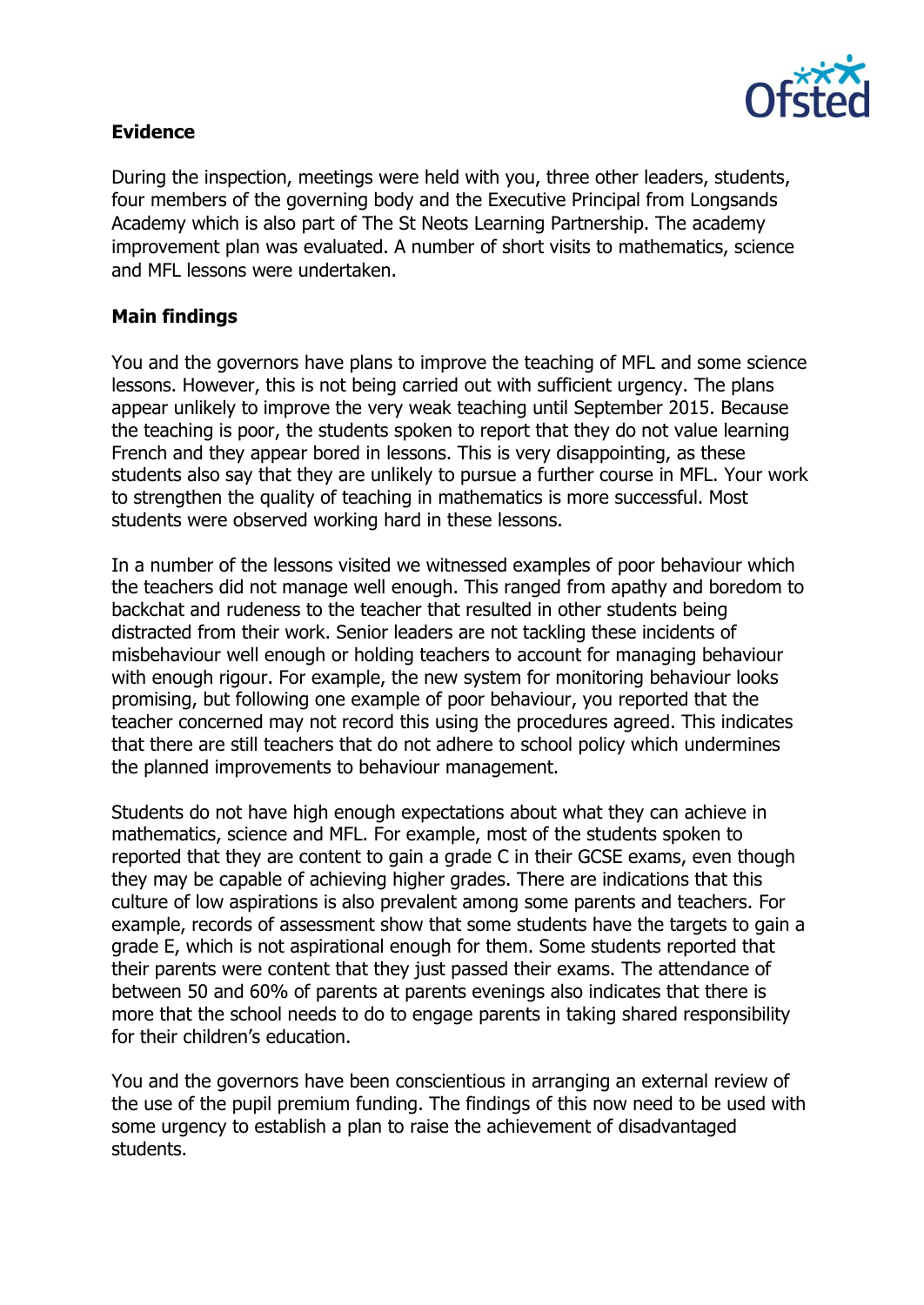**Evidence**

During the inspection, meetings were held with you, three other leaders, students, four members of the governing body and the Executive Principal from Longsands Academy which is also part of The St Neots Learning Partnership. The academy improvement plan was evaluated. A number of short visits to mathematics, science and MFL lessons were undertaken.

**Main findings**

You and the governors have plans to improve the teaching of MFL and some science lessons. However, this is not being carried out with sufficient urgency. The plans appear unlikely to improve the very weak teaching until September 2015. Because the teaching is poor, the students spoken to report that they do not value learning French and they appear bored in lessons. This is very disappointing, as these students also say that they are unlikely to pursue a further course in MFL. Your work to strengthen the quality of teaching in mathematics is more successful. Most students were observed working hard in these lessons.

In a number of the lessons visited we witnessed examples of poor behaviour which the teachers did not manage well enough. This ranged from apathy and boredom to backchat and rudeness to the teacher that resulted in other students being distracted from their work. Senior leaders are not tackling these incidents of misbehaviour well enough or holding teachers to account for managing behaviour with enough rigour. For example, the new system for monitoring behaviour looks promising, but following one example of poor behaviour, you reported that the teacher concerned may not record this using the procedures agreed. This indicates that there are still teachers that do not adhere to school policy which undermines the planned improvements to behaviour management.

Students do not have high enough expectations about what they can achieve in mathematics, science and MFL. For example, most of the students spoken to reported that they are content to gain a grade C in their GCSE exams, even though they may be capable of achieving higher grades. There are indications that this culture of low aspirations is also prevalent among some parents and teachers. For example, records of assessment show that some students have the targets to gain a grade E, which is not aspirational enough for them. Some students reported that their parents were content that they just passed their exams. The attendance of between 50 and 60% of parents at parents evenings also indicates that there is more that the school needs to do to engage parents in taking shared responsibility for their children's education.

You and the governors have been conscientious in arranging an external review of the use of the pupil premium funding. The findings of this now need to be used with some urgency to establish a plan to raise the achievement of disadvantaged students.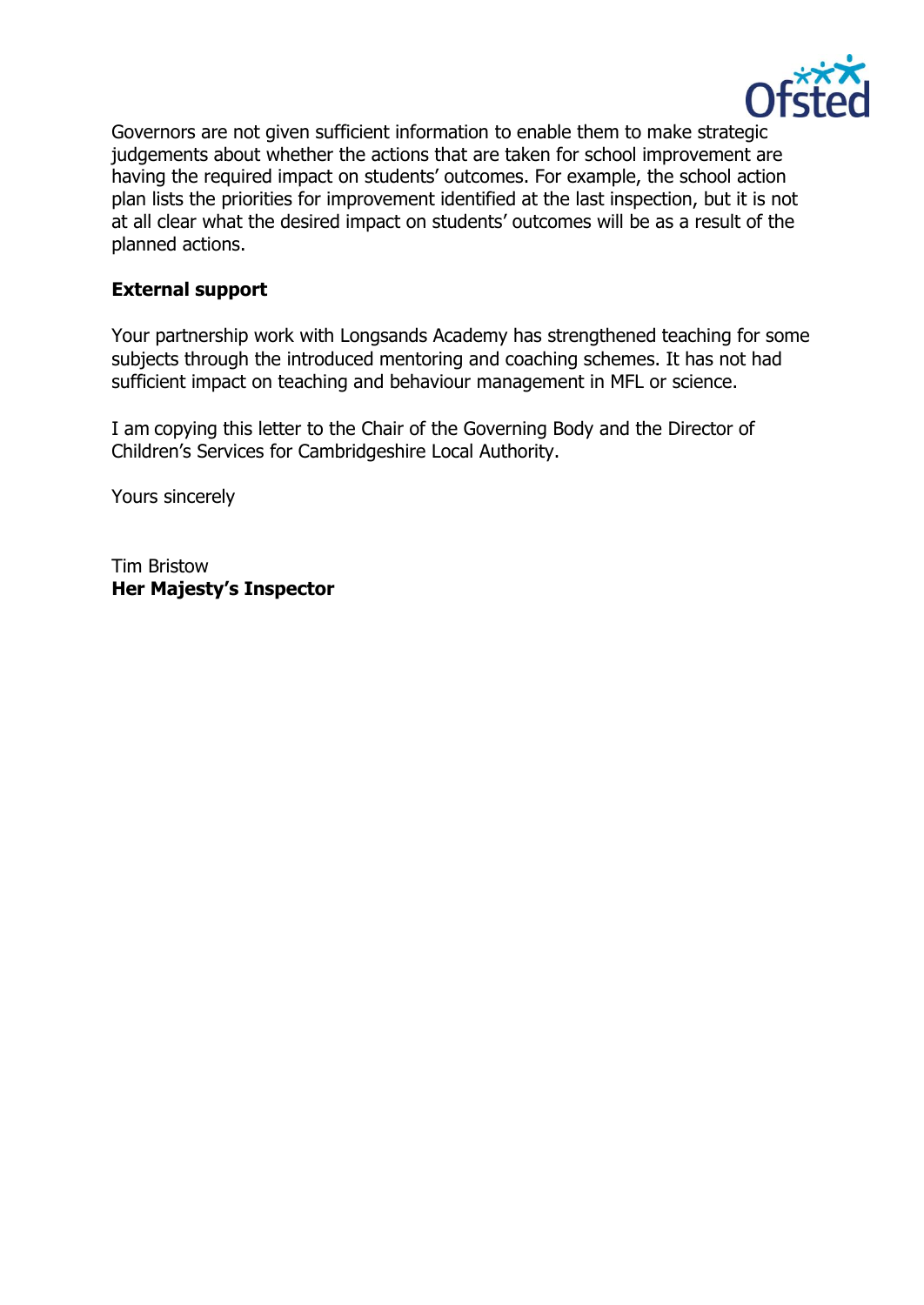Governors are not given sufficient information to enable them to make strategic judgements about whether the actions that are taken for school improvement are having the required impact on students' outcomes. For example, the school action plan lists the priorities for improvement identified at the last inspection, but it is not at all clear what the desired impact on students' outcomes will be as a result of the planned actions.

## External support

Your partnership work with Longsands Academy has strengthened teaching for some subjects through the introduced mentoring and coaching schemes. It has not had sufficient impact on teaching and behaviour management in MFL or science.

I am copying this letter to the Chair of the Governing Body and the Director of Children's Services for Cambridgeshire Local Authority.

Yours sincerely

Tim Bristow
**Her Majesty's Inspector**